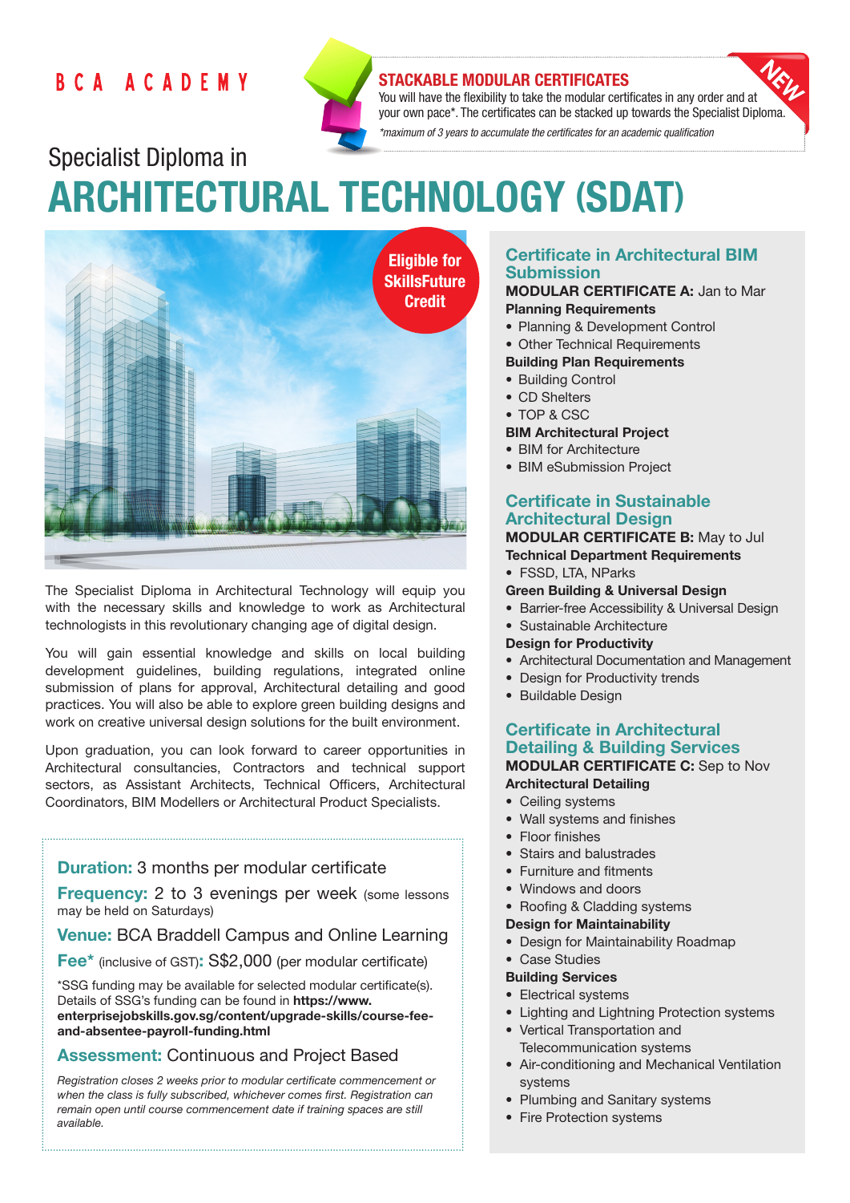BCA ACADEMY

**STACKABLE MODULAR CERTIFICATES**

NEW

You will have the flexibility to take the modular certificates in any order and at your own pace*. The certificates can be stacked up towards the Specialist Diploma.

*\*maximum of 3 years to accumulate the certificates for an academic qualification*

# Specialist Diploma in ARCHITECTURAL TECHNOLOGY (SDAT)

**Eligible for SkillsFuture Credit**

The Specialist Diploma in Architectural Technology will equip you with the necessary skills and knowledge to work as Architectural technologists in this revolutionary changing age of digital design.

You will gain essential knowledge and skills on local building development guidelines, building regulations, integrated online submission of plans for approval, Architectural detailing and good practices. You will also be able to explore green building designs and work on creative universal design solutions for the built environment.

Upon graduation, you can look forward to career opportunities in Architectural consultancies, Contractors and technical support sectors, as Assistant Architects, Technical Officers, Architectural Coordinators, BIM Modellers or Architectural Product Specialists.

**Duration:** 3 months per modular certificate

**Frequency:** 2 to 3 evenings per week (some lessons may be held on Saturdays)

**Venue:** BCA Braddell Campus and Online Learning

**Fee*** (inclusive of GST)**:** S$2,000 (per modular certificate)

*SSG funding may be available for selected modular certificate(s). Details of SSG's funding can be found in **https://www.enterprisejobskills.gov.sg/content/upgrade-skills/course-fee-and-absentee-payroll-funding.html**

**Assessment:** Continuous and Project Based

*Registration closes 2 weeks prior to modular certificate commencement or when the class is fully subscribed, whichever comes first. Registration can remain open until course commencement date if training spaces are still available.*

## Certificate in Architectural BIM Submission

**MODULAR CERTIFICATE A:** Jan to Mar

**Planning Requirements**
- Planning & Development Control
- Other Technical Requirements

**Building Plan Requirements**
- Building Control
- CD Shelters
- TOP & CSC

**BIM Architectural Project**
- BIM for Architecture
- BIM eSubmission Project

## Certificate in Sustainable Architectural Design

**MODULAR CERTIFICATE B:** May to Jul

**Technical Department Requirements**
- FSSD, LTA, NParks

**Green Building & Universal Design**
- Barrier-free Accessibility & Universal Design
- Sustainable Architecture

**Design for Productivity**
- Architectural Documentation and Management
- Design for Productivity trends
- Buildable Design

## Certificate in Architectural Detailing & Building Services

**MODULAR CERTIFICATE C:** Sep to Nov

**Architectural Detailing**
- Ceiling systems
- Wall systems and finishes
- Floor finishes
- Stairs and balustrades
- Furniture and fitments
- Windows and doors
- Roofing & Cladding systems

**Design for Maintainability**
- Design for Maintainability Roadmap
- Case Studies

**Building Services**
- Electrical systems
- Lighting and Lightning Protection systems
- Vertical Transportation and Telecommunication systems
- Air-conditioning and Mechanical Ventilation systems
- Plumbing and Sanitary systems
- Fire Protection systems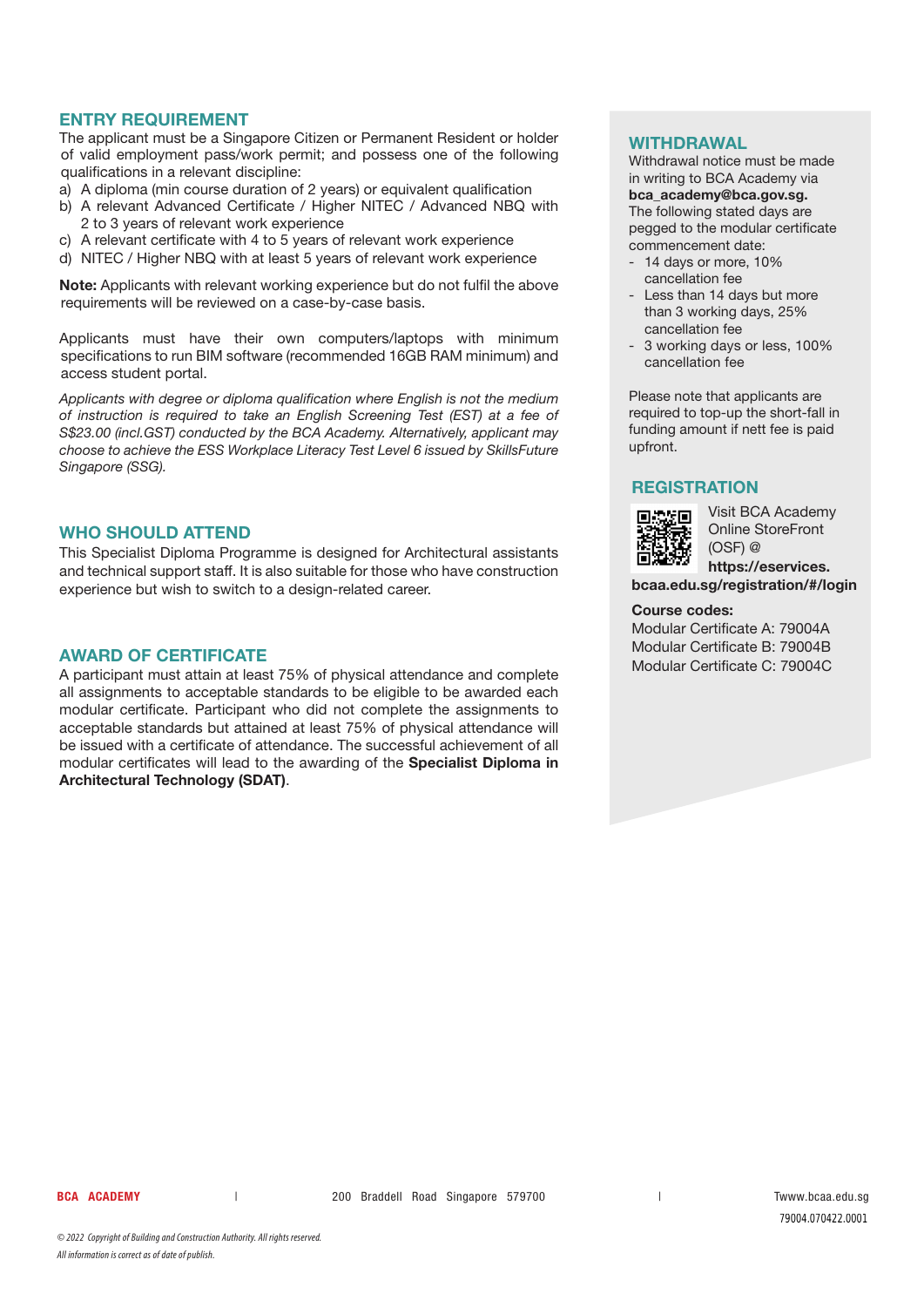## ENTRY REQUIREMENT

The applicant must be a Singapore Citizen or Permanent Resident or holder of valid employment pass/work permit; and possess one of the following qualifications in a relevant discipline:

a) A diploma (min course duration of 2 years) or equivalent qualification
b) A relevant Advanced Certificate / Higher NITEC / Advanced NBQ with 2 to 3 years of relevant work experience
c) A relevant certificate with 4 to 5 years of relevant work experience
d) NITEC / Higher NBQ with at least 5 years of relevant work experience

**Note:** Applicants with relevant working experience but do not fulfil the above requirements will be reviewed on a case-by-case basis.

Applicants must have their own computers/laptops with minimum specifications to run BIM software (recommended 16GB RAM minimum) and access student portal.

*Applicants with degree or diploma qualification where English is not the medium of instruction is required to take an English Screening Test (EST) at a fee of S$23.00 (incl.GST) conducted by the BCA Academy. Alternatively, applicant may choose to achieve the ESS Workplace Literacy Test Level 6 issued by SkillsFuture Singapore (SSG).*

## WHO SHOULD ATTEND

This Specialist Diploma Programme is designed for Architectural assistants and technical support staff. It is also suitable for those who have construction experience but wish to switch to a design-related career.

## AWARD OF CERTIFICATE

A participant must attain at least 75% of physical attendance and complete all assignments to acceptable standards to be eligible to be awarded each modular certificate. Participant who did not complete the assignments to acceptable standards but attained at least 75% of physical attendance will be issued with a certificate of attendance. The successful achievement of all modular certificates will lead to the awarding of the **Specialist Diploma in Architectural Technology (SDAT)**.

## WITHDRAWAL

Withdrawal notice must be made in writing to BCA Academy via **bca_academy@bca.gov.sg.** The following stated days are pegged to the modular certificate commencement date:

- 14 days or more, 10% cancellation fee
- Less than 14 days but more than 3 working days, 25% cancellation fee
- 3 working days or less, 100% cancellation fee

Please note that applicants are required to top-up the short-fall in funding amount if nett fee is paid upfront.

## REGISTRATION

Visit BCA Academy Online StoreFront (OSF) @ **https://eservices.bcaa.edu.sg/registration/#/login**

**Course codes:**

Modular Certificate A: 79004A
Modular Certificate B: 79004B
Modular Certificate C: 79004C

BCA ACADEMY | 200 Braddell Road Singapore 579700 | Twww.bcaa.edu.sg

79004.070422.0001

*© 2022 Copyright of Building and Construction Authority. All rights reserved.*
*All information is correct as of date of publish.*